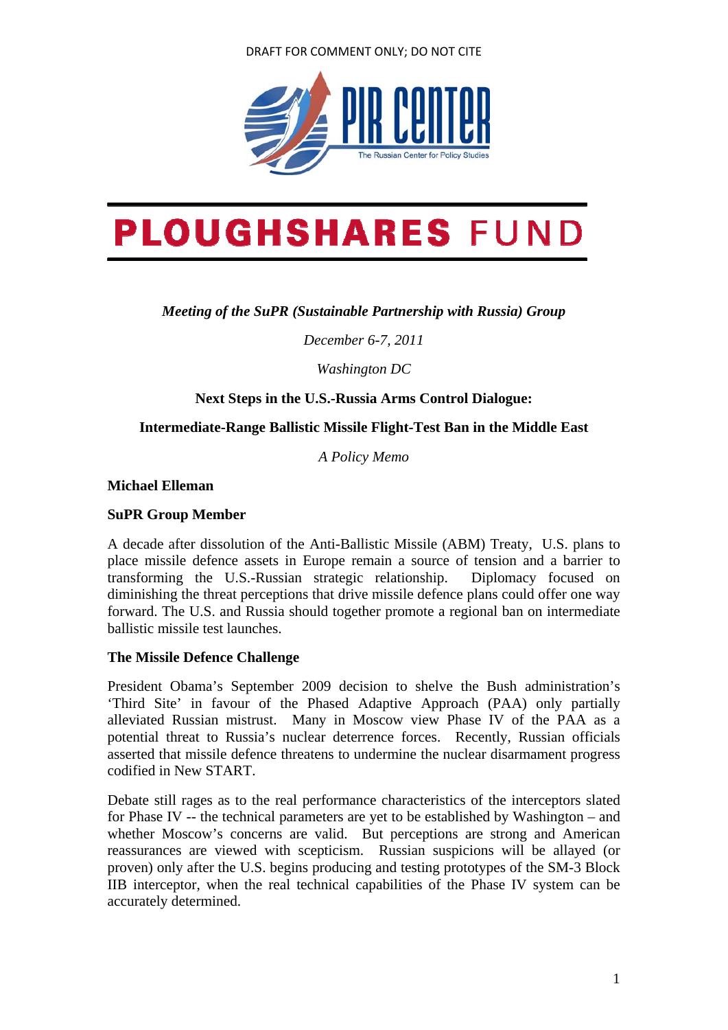DRAFT FOR COMMENT ONLY; DO NOT CITE

PIR CENTER
The Russian Center for Policy Studies

PLOUGHSHARES FUND

*Meeting of the SuPR (Sustainable Partnership with Russia) Group*

*December 6-7, 2011*

*Washington DC*

**Next Steps in the U.S.-Russia Arms Control Dialogue:**

**Intermediate-Range Ballistic Missile Flight-Test Ban in the Middle East**

*A Policy Memo*

**Michael Elleman**

**SuPR Group Member**

A decade after dissolution of the Anti-Ballistic Missile (ABM) Treaty, U.S. plans to place missile defence assets in Europe remain a source of tension and a barrier to transforming the U.S.-Russian strategic relationship. Diplomacy focused on diminishing the threat perceptions that drive missile defence plans could offer one way forward. The U.S. and Russia should together promote a regional ban on intermediate ballistic missile test launches.

## The Missile Defence Challenge

President Obama's September 2009 decision to shelve the Bush administration's 'Third Site' in favour of the Phased Adaptive Approach (PAA) only partially alleviated Russian mistrust. Many in Moscow view Phase IV of the PAA as a potential threat to Russia's nuclear deterrence forces. Recently, Russian officials asserted that missile defence threatens to undermine the nuclear disarmament progress codified in New START.

Debate still rages as to the real performance characteristics of the interceptors slated for Phase IV -- the technical parameters are yet to be established by Washington – and whether Moscow's concerns are valid. But perceptions are strong and American reassurances are viewed with scepticism. Russian suspicions will be allayed (or proven) only after the U.S. begins producing and testing prototypes of the SM-3 Block IIB interceptor, when the real technical capabilities of the Phase IV system can be accurately determined.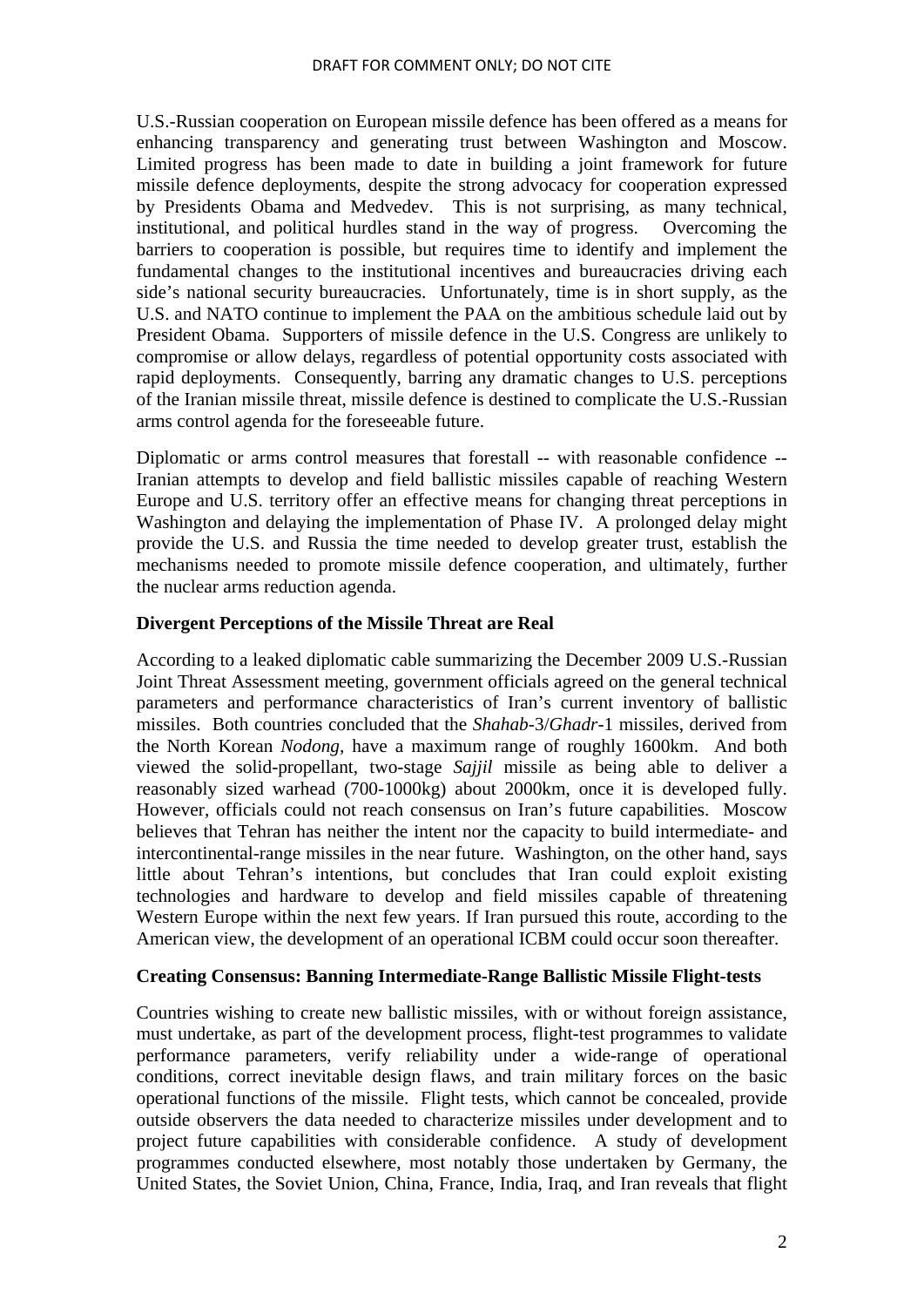U.S.-Russian cooperation on European missile defence has been offered as a means for enhancing transparency and generating trust between Washington and Moscow. Limited progress has been made to date in building a joint framework for future missile defence deployments, despite the strong advocacy for cooperation expressed by Presidents Obama and Medvedev. This is not surprising, as many technical, institutional, and political hurdles stand in the way of progress. Overcoming the barriers to cooperation is possible, but requires time to identify and implement the fundamental changes to the institutional incentives and bureaucracies driving each side's national security bureaucracies. Unfortunately, time is in short supply, as the U.S. and NATO continue to implement the PAA on the ambitious schedule laid out by President Obama. Supporters of missile defence in the U.S. Congress are unlikely to compromise or allow delays, regardless of potential opportunity costs associated with rapid deployments. Consequently, barring any dramatic changes to U.S. perceptions of the Iranian missile threat, missile defence is destined to complicate the U.S.-Russian arms control agenda for the foreseeable future.

Diplomatic or arms control measures that forestall -- with reasonable confidence -- Iranian attempts to develop and field ballistic missiles capable of reaching Western Europe and U.S. territory offer an effective means for changing threat perceptions in Washington and delaying the implementation of Phase IV. A prolonged delay might provide the U.S. and Russia the time needed to develop greater trust, establish the mechanisms needed to promote missile defence cooperation, and ultimately, further the nuclear arms reduction agenda.

**Divergent Perceptions of the Missile Threat are Real**

According to a leaked diplomatic cable summarizing the December 2009 U.S.-Russian Joint Threat Assessment meeting, government officials agreed on the general technical parameters and performance characteristics of Iran's current inventory of ballistic missiles. Both countries concluded that the *Shahab*-3/*Ghadr*-1 missiles, derived from the North Korean *Nodong*, have a maximum range of roughly 1600km. And both viewed the solid-propellant, two-stage *Sajjil* missile as being able to deliver a reasonably sized warhead (700-1000kg) about 2000km, once it is developed fully. However, officials could not reach consensus on Iran's future capabilities. Moscow believes that Tehran has neither the intent nor the capacity to build intermediate- and intercontinental-range missiles in the near future. Washington, on the other hand, says little about Tehran's intentions, but concludes that Iran could exploit existing technologies and hardware to develop and field missiles capable of threatening Western Europe within the next few years. If Iran pursued this route, according to the American view, the development of an operational ICBM could occur soon thereafter.

**Creating Consensus: Banning Intermediate-Range Ballistic Missile Flight-tests**

Countries wishing to create new ballistic missiles, with or without foreign assistance, must undertake, as part of the development process, flight-test programmes to validate performance parameters, verify reliability under a wide-range of operational conditions, correct inevitable design flaws, and train military forces on the basic operational functions of the missile. Flight tests, which cannot be concealed, provide outside observers the data needed to characterize missiles under development and to project future capabilities with considerable confidence. A study of development programmes conducted elsewhere, most notably those undertaken by Germany, the United States, the Soviet Union, China, France, India, Iraq, and Iran reveals that flight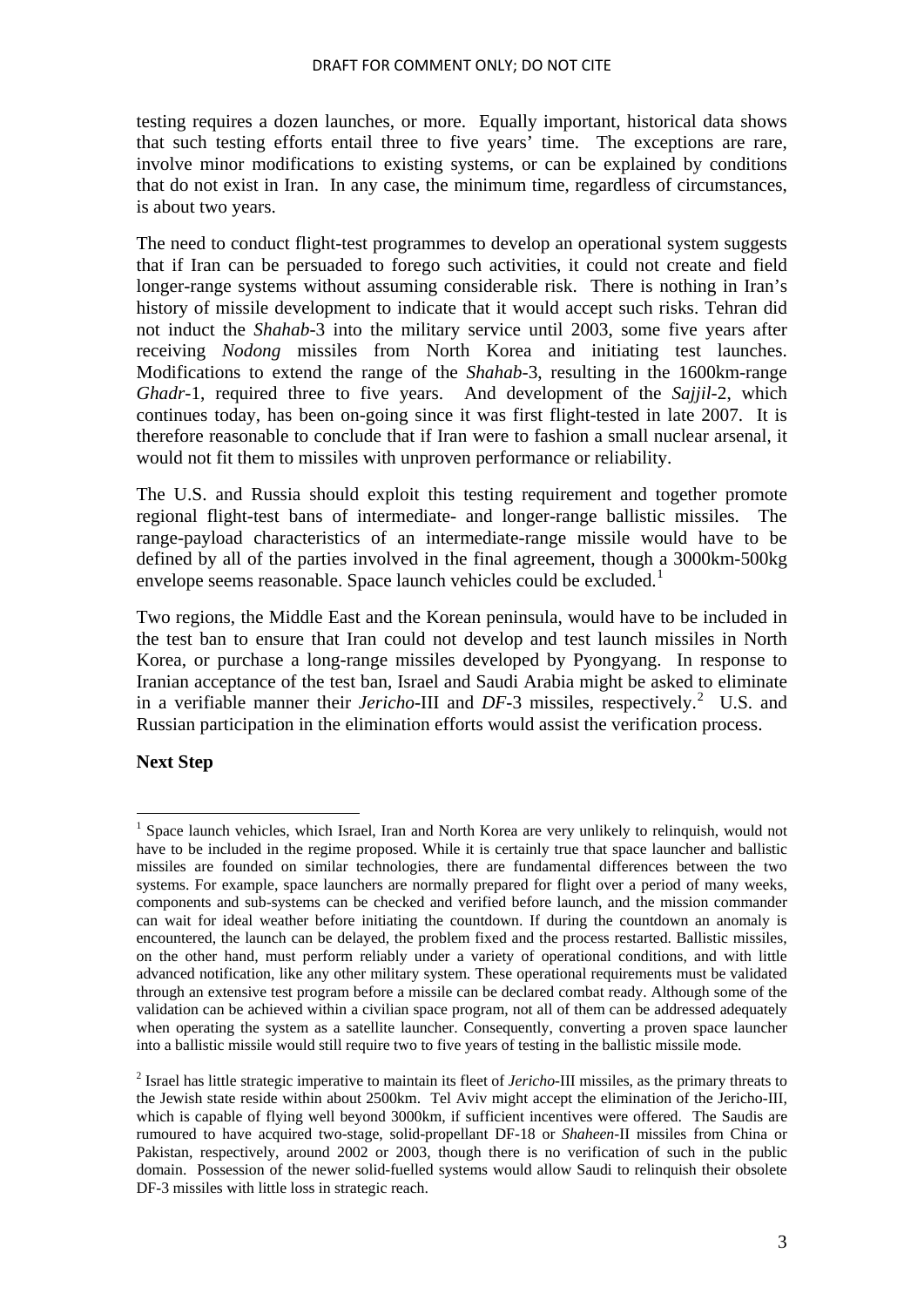testing requires a dozen launches, or more. Equally important, historical data shows that such testing efforts entail three to five years' time. The exceptions are rare, involve minor modifications to existing systems, or can be explained by conditions that do not exist in Iran. In any case, the minimum time, regardless of circumstances, is about two years.

The need to conduct flight-test programmes to develop an operational system suggests that if Iran can be persuaded to forego such activities, it could not create and field longer-range systems without assuming considerable risk. There is nothing in Iran's history of missile development to indicate that it would accept such risks. Tehran did not induct the *Shahab*-3 into the military service until 2003, some five years after receiving *Nodong* missiles from North Korea and initiating test launches. Modifications to extend the range of the *Shahab*-3, resulting in the 1600km-range *Ghadr*-1, required three to five years. And development of the *Sajjil*-2, which continues today, has been on-going since it was first flight-tested in late 2007. It is therefore reasonable to conclude that if Iran were to fashion a small nuclear arsenal, it would not fit them to missiles with unproven performance or reliability.

The U.S. and Russia should exploit this testing requirement and together promote regional flight-test bans of intermediate- and longer-range ballistic missiles. The range-payload characteristics of an intermediate-range missile would have to be defined by all of the parties involved in the final agreement, though a 3000km-500kg envelope seems reasonable. Space launch vehicles could be excluded.[1]

Two regions, the Middle East and the Korean peninsula, would have to be included in the test ban to ensure that Iran could not develop and test launch missiles in North Korea, or purchase a long-range missiles developed by Pyongyang. In response to Iranian acceptance of the test ban, Israel and Saudi Arabia might be asked to eliminate in a verifiable manner their *Jericho*-III and *DF*-3 missiles, respectively.[2] U.S. and Russian participation in the elimination efforts would assist the verification process.

**Next Step**

[1] Space launch vehicles, which Israel, Iran and North Korea are very unlikely to relinquish, would not have to be included in the regime proposed. While it is certainly true that space launcher and ballistic missiles are founded on similar technologies, there are fundamental differences between the two systems. For example, space launchers are normally prepared for flight over a period of many weeks, components and sub-systems can be checked and verified before launch, and the mission commander can wait for ideal weather before initiating the countdown. If during the countdown an anomaly is encountered, the launch can be delayed, the problem fixed and the process restarted. Ballistic missiles, on the other hand, must perform reliably under a variety of operational conditions, and with little advanced notification, like any other military system. These operational requirements must be validated through an extensive test program before a missile can be declared combat ready. Although some of the validation can be achieved within a civilian space program, not all of them can be addressed adequately when operating the system as a satellite launcher. Consequently, converting a proven space launcher into a ballistic missile would still require two to five years of testing in the ballistic missile mode.

[2] Israel has little strategic imperative to maintain its fleet of *Jericho*-III missiles, as the primary threats to the Jewish state reside within about 2500km. Tel Aviv might accept the elimination of the Jericho-III, which is capable of flying well beyond 3000km, if sufficient incentives were offered. The Saudis are rumoured to have acquired two-stage, solid-propellant DF-18 or *Shaheen*-II missiles from China or Pakistan, respectively, around 2002 or 2003, though there is no verification of such in the public domain. Possession of the newer solid-fuelled systems would allow Saudi to relinquish their obsolete DF-3 missiles with little loss in strategic reach.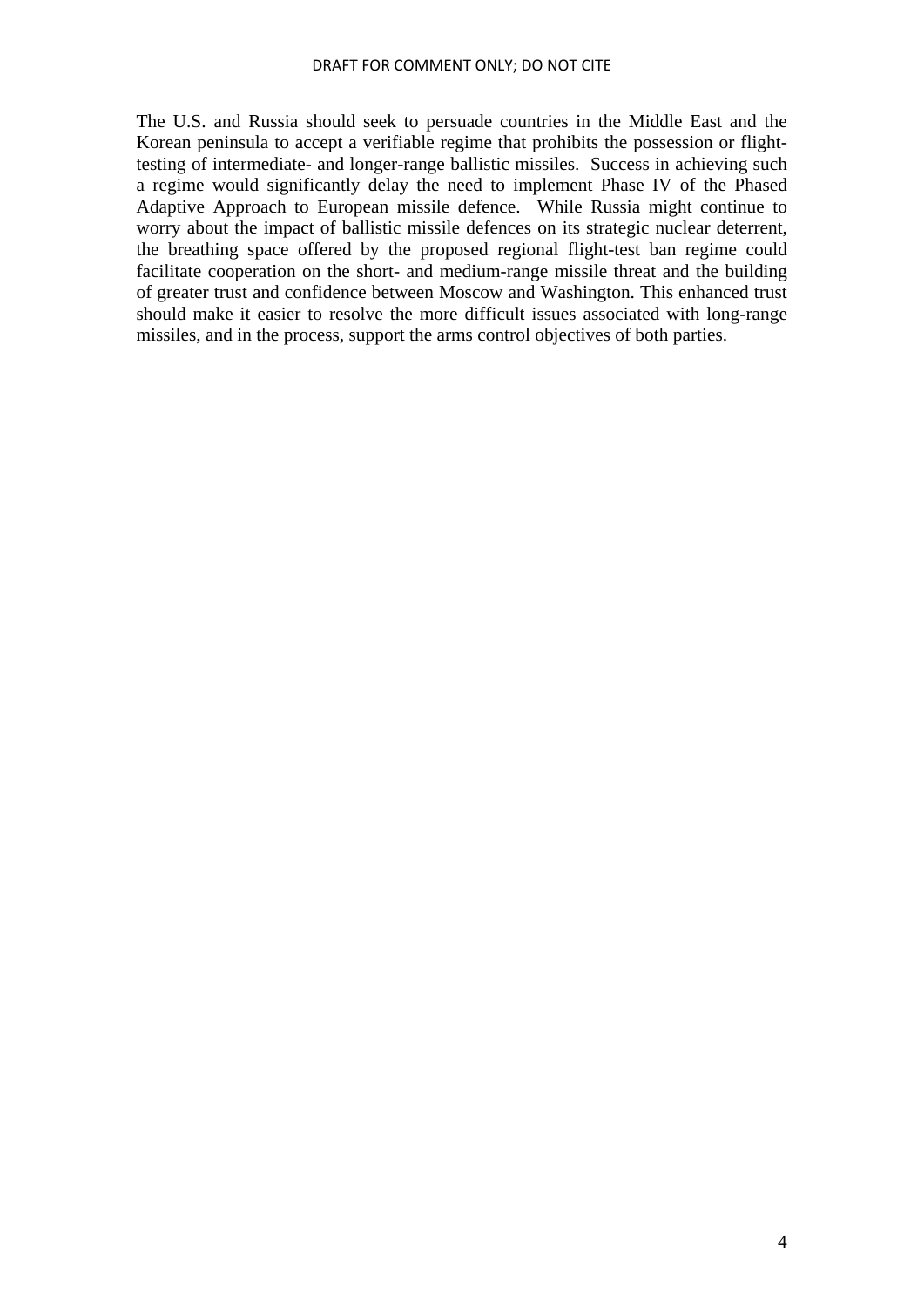The U.S. and Russia should seek to persuade countries in the Middle East and the Korean peninsula to accept a verifiable regime that prohibits the possession or flight-testing of intermediate- and longer-range ballistic missiles. Success in achieving such a regime would significantly delay the need to implement Phase IV of the Phased Adaptive Approach to European missile defence. While Russia might continue to worry about the impact of ballistic missile defences on its strategic nuclear deterrent, the breathing space offered by the proposed regional flight-test ban regime could facilitate cooperation on the short- and medium-range missile threat and the building of greater trust and confidence between Moscow and Washington. This enhanced trust should make it easier to resolve the more difficult issues associated with long-range missiles, and in the process, support the arms control objectives of both parties.